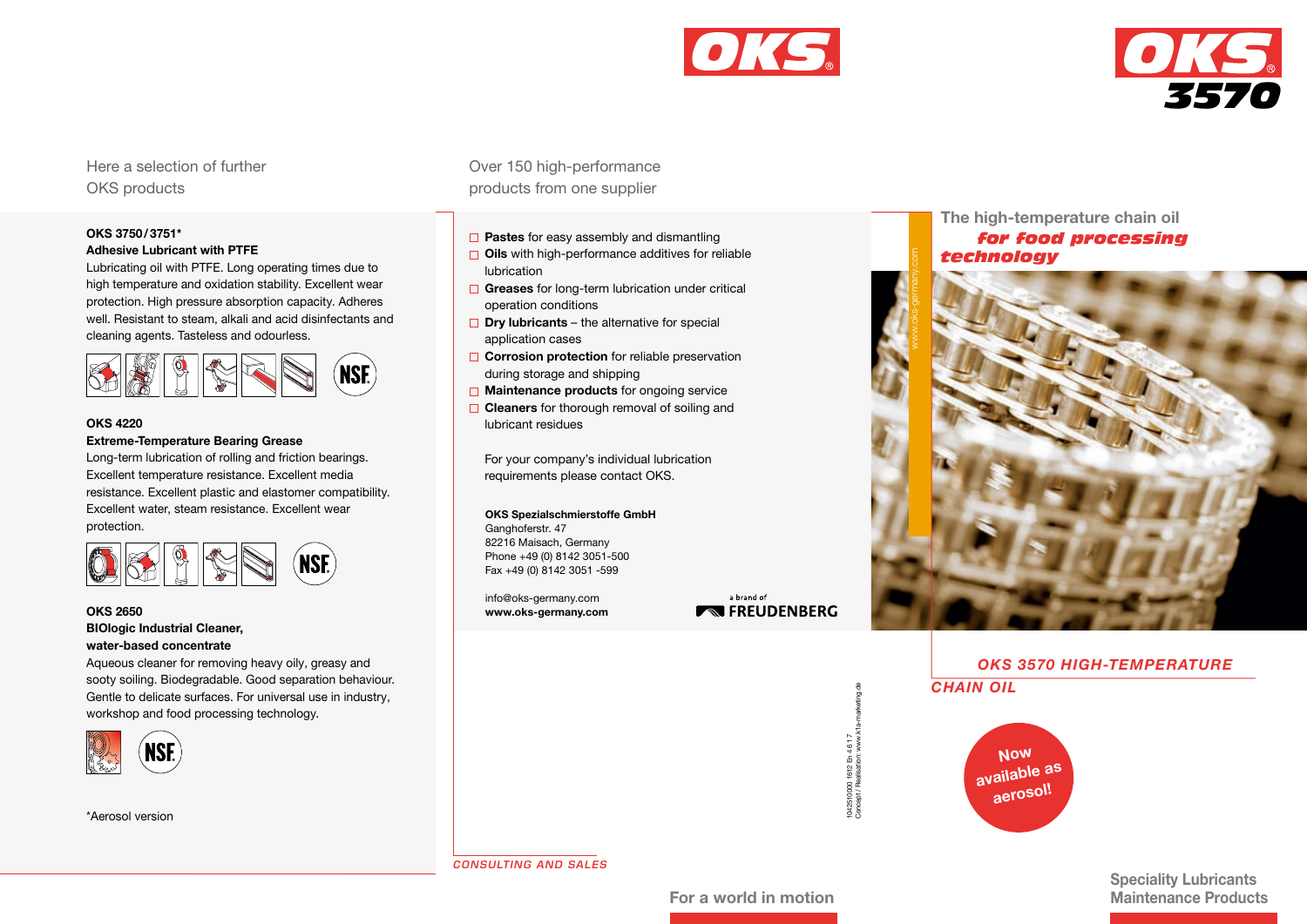Here a selection of further OKS products

**OKS 3750/3751***
**Adhesive Lubricant with PTFE**

Lubricating oil with PTFE. Long operating times due to high temperature and oxidation stability. Excellent wear protection. High pressure absorption capacity. Adheres well. Resistant to steam, alkali and acid disinfectants and cleaning agents. Tasteless and odourless.

NSF

**OKS 4220**
**Extreme-Temperature Bearing Grease**

Long-term lubrication of rolling and friction bearings. Excellent temperature resistance. Excellent media resistance. Excellent plastic and elastomer compatibility. Excellent water, steam resistance. Excellent wear protection.

NSF

**OKS 2650**
**BIOlogic Industrial Cleaner, water-based concentrate**

Aqueous cleaner for removing heavy oily, greasy and sooty soiling. Biodegradable. Good separation behaviour. Gentle to delicate surfaces. For universal use in industry, workshop and food processing technology.

NSF

*Aerosol version

---

OKS

Over 150 high-performance products from one supplier

- **Pastes** for easy assembly and dismantling
- **Oils** with high-performance additives for reliable lubrication
- **Greases** for long-term lubrication under critical operation conditions
- **Dry lubricants** – the alternative for special application cases
- **Corrosion protection** for reliable preservation during storage and shipping
- **Maintenance products** for ongoing service
- **Cleaners** for thorough removal of soiling and lubricant residues

For your company's individual lubrication requirements please contact OKS.

**OKS Spezialschmierstoffe GmbH**
Ganghoferstr. 47
82216 Maisach, Germany
Phone +49 (0) 8142 3051-500
Fax +49 (0) 8142 3051 -599

info@oks-germany.com
**www.oks-germany.com**

a brand of FREUDENBERG

1042510000 1612 En 4 6 1 7
Concept / Realisation: www.k1a-marketing.de

*CONSULTING AND SALES*

For a world in motion

---

OKS 3570

The high-temperature chain oil ***for food processing technology***

www.oks-germany.com

## *OKS 3570 HIGH-TEMPERATURE CHAIN OIL*

Now available as aerosol!

Speciality Lubricants
Maintenance Products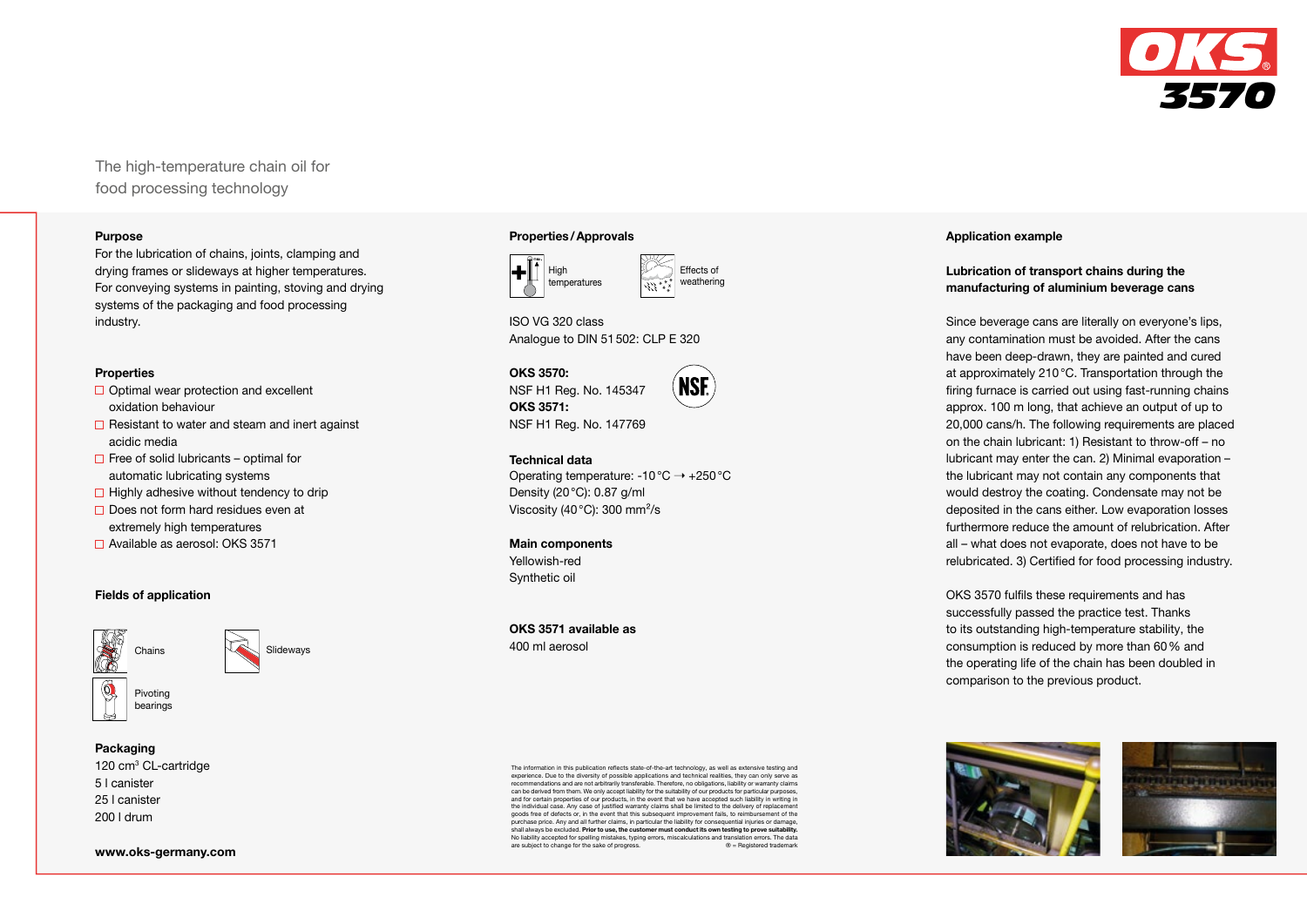**OKS 3570**

The high-temperature chain oil for food processing technology

## Purpose

For the lubrication of chains, joints, clamping and drying frames or slideways at higher temperatures. For conveying systems in painting, stoving and drying systems of the packaging and food processing industry.

## Properties

- Optimal wear protection and excellent oxidation behaviour
- Resistant to water and steam and inert against acidic media
- Free of solid lubricants – optimal for automatic lubricating systems
- Highly adhesive without tendency to drip
- Does not form hard residues even at extremely high temperatures
- Available as aerosol: OKS 3571

## Fields of application

Chains

Slideways

Pivoting bearings

## Packaging

120 cm³ CL-cartridge
5 l canister
25 l canister
200 l drum

**www.oks-germany.com**

## Properties / Approvals

High temperatures

Effects of weathering

ISO VG 320 class
Analogue to DIN 51 502: CLP E 320

**OKS 3570:**
NSF H1 Reg. No. 145347
**OKS 3571:**
NSF H1 Reg. No. 147769

NSF

## Technical data

Operating temperature: -10 °C → +250 °C
Density (20 °C): 0.87 g/ml
Viscosity (40 °C): 300 mm²/s

## Main components

Yellowish-red
Synthetic oil

## OKS 3571 available as

400 ml aerosol

The information in this publication reflects state-of-the-art technology, as well as extensive testing and experience. Due to the diversity of possible applications and technical realities, they can only serve as recommendations and are not arbitrarily transferable. Therefore, no obligations, liability or warranty claims can be derived from them. We only accept liability for the suitability of our products for particular purposes, and for certain properties of our products, in the event that we have accepted such liability in writing in the individual case. Any case of justified warranty claims shall be limited to the delivery of replacement goods free of defects or, in the event that this subsequent improvement fails, to reimbursement of the purchase price. Any and all further claims, in particular the liability for consequential injuries or damage, shall always be excluded. **Prior to use, the customer must conduct its own testing to prove suitability.** No liability accepted for spelling mistakes, typing errors, miscalculations and translation errors. The data are subject to change for the sake of progress. ® = Registered trademark

## Application example

**Lubrication of transport chains during the manufacturing of aluminium beverage cans**

Since beverage cans are literally on everyone's lips, any contamination must be avoided. After the cans have been deep-drawn, they are painted and cured at approximately 210 °C. Transportation through the firing furnace is carried out using fast-running chains approx. 100 m long, that achieve an output of up to 20,000 cans/h. The following requirements are placed on the chain lubricant: 1) Resistant to throw-off – no lubricant may enter the can. 2) Minimal evaporation – the lubricant may not contain any components that would destroy the coating. Condensate may not be deposited in the cans either. Low evaporation losses furthermore reduce the amount of relubrication. After all – what does not evaporate, does not have to be relubricated. 3) Certified for food processing industry.

OKS 3570 fulfils these requirements and has successfully passed the practice test. Thanks to its outstanding high-temperature stability, the consumption is reduced by more than 60 % and the operating life of the chain has been doubled in comparison to the previous product.